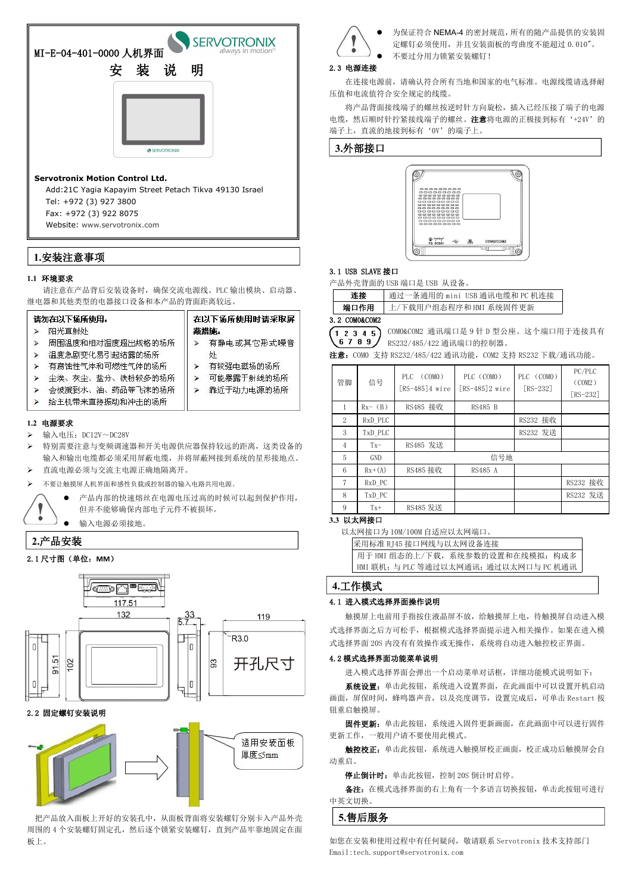MI-E-04-401-0000 人机界面

SERVOTRONIX always in motion

# 安 装 说 明

**Servotronix Motion Control Ltd.**

Add:21C Yagia Kapayim Street Petach Tikva 49130 Israel

Tel: +972 (3) 927 3800

Fax: +972 (3) 922 8075

Website: www.servotronix.com

## 1.安装注意事项

### 1.1 环境要求

请注意在产品背后安装设备时，确保交流电源线、PLC 输出模块、启动器、继电器和其他类型的电器接口设备和本产品的背面距离较远。

| 请勿在以下场所使用： | 在以下场所使用时请采取屏蔽措施： |
|---|---|
| ➢ 阳光直射处<br>➢ 周围温度和相对湿度超出规格的场所<br>➢ 温度急剧变化易引起结露的场所<br>➢ 有腐蚀性气体和可燃性气体的场所<br>➢ 尘埃、灰尘、盐分、铁粉较多的场所<br>➢ 会被溅到水、油、药品等飞沫的场所<br>➢ 给主机带来直接振动和冲击的场所 | ➢ 有静电或其它形式噪音处<br>➢ 有较强电磁场的场所<br>➢ 可能暴露于射线的场所<br>➢ 靠近于动力电源的场所 |

### 1.2 电源要求

- 输入电压：DC12V～DC28V
- 特别需要注意与变频调速器和开关电源供应器保持较远的距离，这类设备的输入和输出电缆都必须采用屏蔽电缆，并将屏蔽网接到系统的星形接地点。
- 直流电源必须与交流主电源正确地隔离开。
- 不要让触摸屏人机界面和感性负载或控制器的输入电路共用电源。

- 产品内部的快速熔丝在电源电压过高的时候可以起到保护作用，但并不能够确保内部电子元件不被损坏。
- 输入电源必须接地。

## 2.产品安装

### 2.1 尺寸图（单位：MM）

117.51　132　33　5.7　119　R3.0　91.51　102　93　开孔尺寸

### 2.2 固定螺钉安装说明

适用安装面板厚度≤5mm

把产品放入面板上开好的安装孔中，从面板背面将安装螺钉分别卡入产品外壳周围的 4 个安装螺钉固定孔，然后逐个锁紧安装螺钉，直到产品牢靠地固定在面板上。

- 为保证符合 NEMA-4 的密封规范，所有的随产品提供的安装固定螺钉必须使用，并且安装面板的弯曲度不能超过 0.010"。
- 不要过分用力锁紧安装螺钉！

### 2.3 电源连接

在连接电源前，请确认符合所有当地和国家的电气标准。电源线缆请选择耐压值和电流值符合安全规定的线缆。

将产品背面接线端子的螺丝按逆时针方向旋松，插入已经压接了端子的电源电缆，然后顺时针拧紧接线端子的螺丝。**注意**将电源的正极接到标有‘+24V’的端子上，直流的地接到标有‘0V’的端子上。

## 3.外部接口

### 3.1 USB SLAVE 接口

产品外壳背面的 USB 端口是 USB 从设备。

| 连接 | 通过一条通用的 mini USB 通讯电缆和 PC 机连接 |
|---|---|
| 端口作用 | 上/下载用户组态程序和 HMI 系统固件更新 |

### 3.2 COM0&COM2

COM0&COM2 通讯端口是 9 针 D 型公座。这个端口用于连接具有 RS232/485/422 通讯端口的控制器。

**注意：** COM0 支持 RS232/485/422 通讯功能，COM2 支持 RS232 下载/通讯功能。

| 管脚 | 信号 | PLC（COM0）[RS-485]4 wire | PLC（COM0）[RS-485]2 wire | PLC（COM0）[RS-232] | PC/PLC（COM2）[RS-232] |
|---|---|---|---|---|---|
| 1 | Rx-（B） | RS485 接收 | RS485 B | | |
| 2 | RxD_PLC | | | RS232 接收 | |
| 3 | TxD_PLC | | | RS232 发送 | |
| 4 | Tx- | RS485 发送 | | | |
| 5 | GND | 信号地 | | | |
| 6 | Rx+(A) | RS485 接收 | RS485 A | | |
| 7 | RxD_PC | | | | RS232 接收 |
| 8 | TxD_PC | | | | RS232 发送 |
| 9 | Tx+ | RS485 发送 | | | |

### 3.3 以太网接口

以太网接口为 10M/100M 自适应以太网端口。

| 采用标准 RJ45 接口网线与以太网设备连接 |
|---|
| 用于 HMI 组态的上/下载，系统参数的设置和在线模拟；构成多 HMI 联机；与 PLC 等通过以太网通讯；通过以太网口与 PC 机通讯 |

## 4.工作模式

### 4.1 进入模式选择界面操作说明

触摸屏上电前用手指按住液晶屏不放，给触摸屏上电，待触摸屏自动进入模式选择界面之后方可松手，根据模式选择界面提示进入相关操作。如果在进入模式选择界面 20S 内没有有效操作或无操作，系统将自动进入触控校正界面。

### 4.2 模式选择界面功能菜单说明

进入模式选择界面会弹出一个启动菜单对话框，详细功能模式说明如下：

**系统设置：** 单击此按钮，系统进入设置界面，在此画面中可以设置开机启动画面，屏保时间，蜂鸣器声音，以及亮度调节，设置完成后，可单击 Restart 按钮重启触摸屏。

**固件更新：** 单击此按钮，系统进入固件更新画面，在此画面中可以进行固件更新工作，一般用户请不要使用此模式。

**触控校正：** 单击此按钮，系统进入触摸屏校正画面，校正成功后触摸屏会自动重启。

**停止倒计时：** 单击此按钮，控制 20S 倒计时启停。

**备注：** 在模式选择界面的右上角有一个多语言切换按钮，单击此按钮可进行中英文切换。

## 5.售后服务

如您在安装和使用过程中有任何疑问，敬请联系 Servotronix 技术支持部门

Email:tech.support@servotronix.com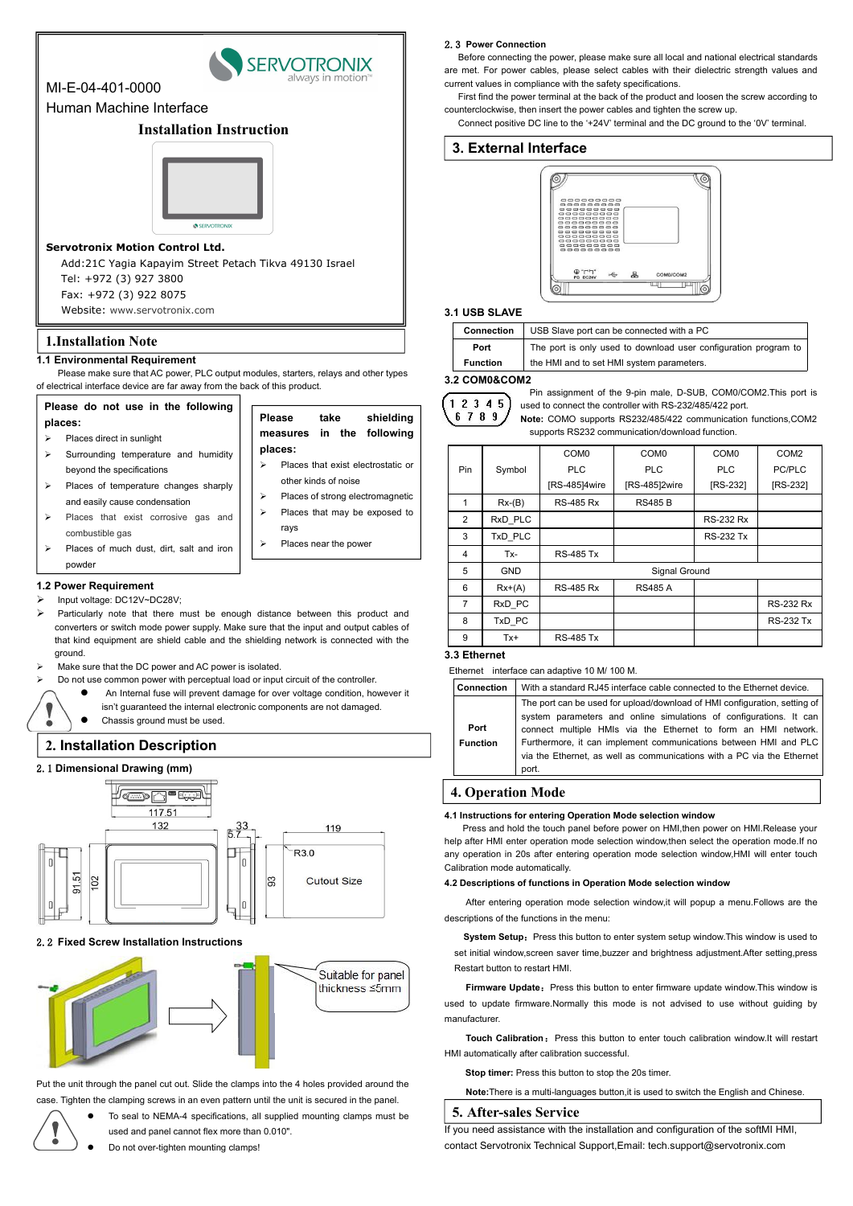MI-E-04-401-0000

Human Machine Interface

**Installation Instruction**

**Servotronix Motion Control Ltd.**

Add:21C Yagia Kapayim Street Petach Tikva 49130 Israel
Tel: +972 (3) 927 3800
Fax: +972 (3) 922 8075
Website: www.servotronix.com

# 1.Installation Note

### 1.1 Environmental Requirement

Please make sure that AC power, PLC output modules, starters, relays and other types of electrical interface device are far away from the back of this product.

**Please do not use in the following places:**

- Places direct in sunlight
- Surrounding temperature and humidity beyond the specifications
- Places of temperature changes sharply and easily cause condensation
- Places that exist corrosive gas and combustible gas
- Places of much dust, dirt, salt and iron powder

**Please take shielding measures in the following places:**

- Places that exist electrostatic or other kinds of noise
- Places of strong electromagnetic
- Places that may be exposed to rays
- Places near the power

### 1.2 Power Requirement

- Input voltage: DC12V~DC28V;
- Particularly note that there must be enough distance between this product and converters or switch mode power supply. Make sure that the input and output cables of that kind equipment are shield cable and the shielding network is connected with the ground.
- Make sure that the DC power and AC power is isolated.
- Do not use common power with perceptual load or input circuit of the controller.
  - An Internal fuse will prevent damage for over voltage condition, however it isn't guaranteed the internal electronic components are not damaged.
  - Chassis ground must be used.

# 2. Installation Description

### 2.1 Dimensional Drawing (mm)

117.51
132
33
5.7
119
R3.0
91.51
102
93
Cutout Size

### 2.2 Fixed Screw Installation Instructions

Suitable for panel thickness ≤5mm

Put the unit through the panel cut out. Slide the clamps into the 4 holes provided around the case. Tighten the clamping screws in an even pattern until the unit is secured in the panel.

- To seal to NEMA-4 specifications, all supplied mounting clamps must be used and panel cannot flex more than 0.010".
- Do not over-tighten mounting clamps!

### 2.3 Power Connection

Before connecting the power, please make sure all local and national electrical standards are met. For power cables, please select cables with their dielectric strength values and current values in compliance with the safety specifications.

First find the power terminal at the back of the product and loosen the screw according to counterclockwise, then insert the power cables and tighten the screw up.

Connect positive DC line to the '+24V' terminal and the DC ground to the '0V' terminal.

# 3. External Interface

FG DC24V
COM0/COM2

### 3.1 USB SLAVE

| | |
|---|---|
| **Connection** | USB Slave port can be connected with a PC |
| **Port Function** | The port is only used to download user configuration program to the HMI and to set HMI system parameters. |

### 3.2 COM0&COM2

Pin assignment of the 9-pin male, D-SUB, COM0/COM2.This port is used to connect the controller with RS-232/485/422 port.

**Note:** COMO supports RS232/485/422 communication functions,COM2 supports RS232 communication/download function.

| Pin | Symbol | COM0 PLC [RS-485]4wire | COM0 PLC [RS-485]2wire | COM0 PLC [RS-232] | COM2 PC/PLC [RS-232] |
|---|---|---|---|---|---|
| 1 | Rx-(B) | RS-485 Rx | RS485 B | | |
| 2 | RxD_PLC | | | RS-232 Rx | |
| 3 | TxD_PLC | | | RS-232 Tx | |
| 4 | Tx- | RS-485 Tx | | | |
| 5 | GND | Signal Ground | | | |
| 6 | Rx+(A) | RS-485 Rx | RS485 A | | |
| 7 | RxD_PC | | | | RS-232 Rx |
| 8 | TxD_PC | | | | RS-232 Tx |
| 9 | Tx+ | RS-485 Tx | | | |

### 3.3 Ethernet

Ethernet interface can adaptive 10 M/ 100 M.

| | |
|---|---|
| **Connection** | With a standard RJ45 interface cable connected to the Ethernet device. |
| **Port Function** | The port can be used for upload/download of HMI configuration, setting of system parameters and online simulations of configurations. It can connect multiple HMIs via the Ethernet to form an HMI network. Furthermore, it can implement communications between HMI and PLC via the Ethernet, as well as communications with a PC via the Ethernet port. |

# 4. Operation Mode

### 4.1 Instructions for entering Operation Mode selection window

Press and hold the touch panel before power on HMI,then power on HMI.Release your help after HMI enter operation mode selection window,then select the operation mode.If no any operation in 20s after entering operation mode selection window,HMI will enter touch Calibration mode automatically.

### 4.2 Descriptions of functions in Operation Mode selection window

After entering operation mode selection window,it will popup a menu.Follows are the descriptions of the functions in the menu:

**System Setup**：Press this button to enter system setup window.This window is used to set initial window,screen saver time,buzzer and brightness adjustment.After setting,press Restart button to restart HMI.

**Firmware Update**：Press this button to enter firmware update window.This window is used to update firmware.Normally this mode is not advised to use without guiding by manufacturer.

**Touch Calibration**：Press this button to enter touch calibration window.It will restart HMI automatically after calibration successful.

**Stop timer:** Press this button to stop the 20s timer.

**Note:**There is a multi-languages button,it is used to switch the English and Chinese.

# 5. After-sales Service

If you need assistance with the installation and configuration of the softMI HMI, contact Servotronix Technical Support,Email: tech.support@servotronix.com